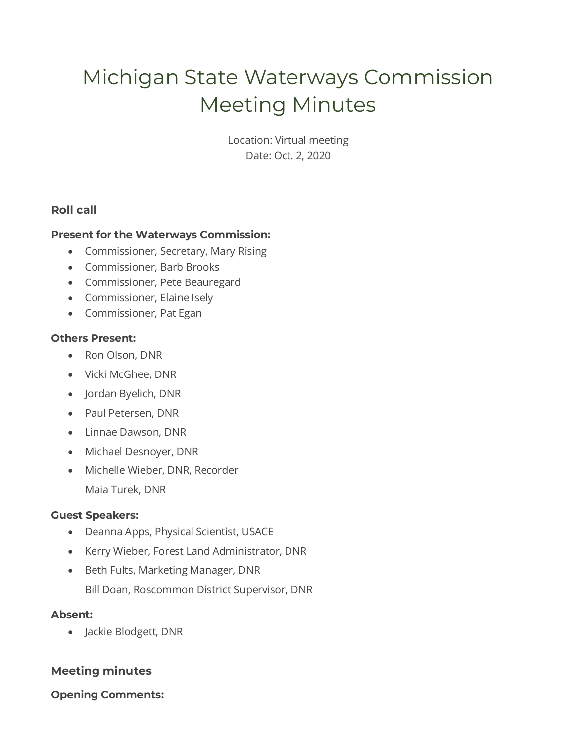# Michigan State Waterways Commission Meeting Minutes

Location: Virtual meeting
Date: Oct. 2, 2020

### Roll call

**Present for the Waterways Commission:**

- Commissioner, Secretary, Mary Rising
- Commissioner, Barb Brooks
- Commissioner, Pete Beauregard
- Commissioner, Elaine Isely
- Commissioner, Pat Egan

**Others Present:**

- Ron Olson, DNR
- Vicki McGhee, DNR
- Jordan Byelich, DNR
- Paul Petersen, DNR
- Linnae Dawson, DNR
- Michael Desnoyer, DNR
- Michelle Wieber, DNR, Recorder
  Maia Turek, DNR

**Guest Speakers:**

- Deanna Apps, Physical Scientist, USACE
- Kerry Wieber, Forest Land Administrator, DNR
- Beth Fults, Marketing Manager, DNR
  Bill Doan, Roscommon District Supervisor, DNR

**Absent:**

- Jackie Blodgett, DNR

### Meeting minutes

**Opening Comments:**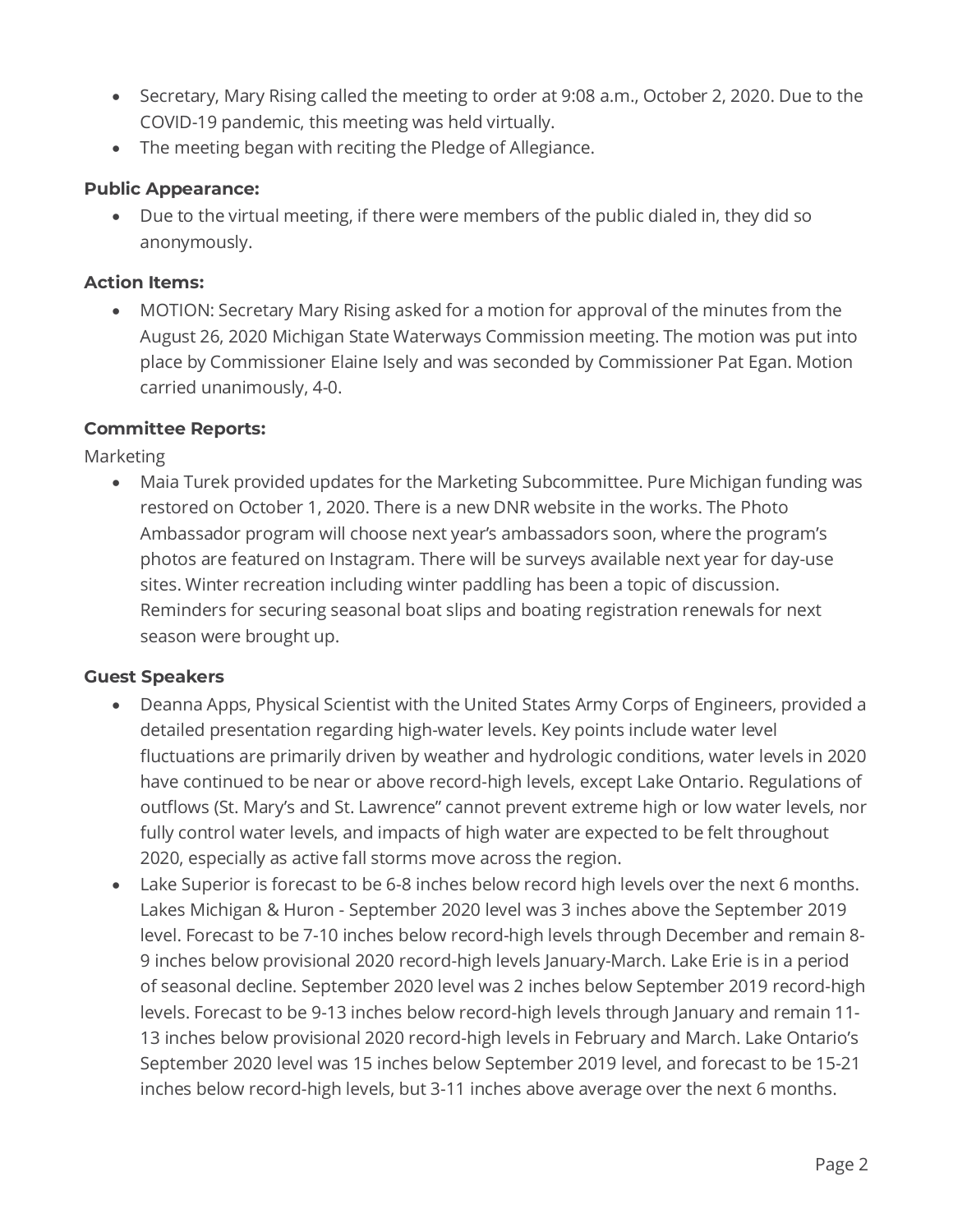- Secretary, Mary Rising called the meeting to order at 9:08 a.m., October 2, 2020. Due to the COVID-19 pandemic, this meeting was held virtually.
- The meeting began with reciting the Pledge of Allegiance.

**Public Appearance:**

- Due to the virtual meeting, if there were members of the public dialed in, they did so anonymously.

**Action Items:**

- MOTION: Secretary Mary Rising asked for a motion for approval of the minutes from the August 26, 2020 Michigan State Waterways Commission meeting. The motion was put into place by Commissioner Elaine Isely and was seconded by Commissioner Pat Egan. Motion carried unanimously, 4-0.

**Committee Reports:**

Marketing

- Maia Turek provided updates for the Marketing Subcommittee. Pure Michigan funding was restored on October 1, 2020. There is a new DNR website in the works. The Photo Ambassador program will choose next year's ambassadors soon, where the program's photos are featured on Instagram. There will be surveys available next year for day-use sites. Winter recreation including winter paddling has been a topic of discussion. Reminders for securing seasonal boat slips and boating registration renewals for next season were brought up.

**Guest Speakers**

- Deanna Apps, Physical Scientist with the United States Army Corps of Engineers, provided a detailed presentation regarding high-water levels. Key points include water level fluctuations are primarily driven by weather and hydrologic conditions, water levels in 2020 have continued to be near or above record-high levels, except Lake Ontario. Regulations of outflows (St. Mary's and St. Lawrence" cannot prevent extreme high or low water levels, nor fully control water levels, and impacts of high water are expected to be felt throughout 2020, especially as active fall storms move across the region.
- Lake Superior is forecast to be 6-8 inches below record high levels over the next 6 months. Lakes Michigan & Huron - September 2020 level was 3 inches above the September 2019 level. Forecast to be 7-10 inches below record-high levels through December and remain 8-9 inches below provisional 2020 record-high levels January-March. Lake Erie is in a period of seasonal decline. September 2020 level was 2 inches below September 2019 record-high levels. Forecast to be 9-13 inches below record-high levels through January and remain 11-13 inches below provisional 2020 record-high levels in February and March. Lake Ontario's September 2020 level was 15 inches below September 2019 level, and forecast to be 15-21 inches below record-high levels, but 3-11 inches above average over the next 6 months.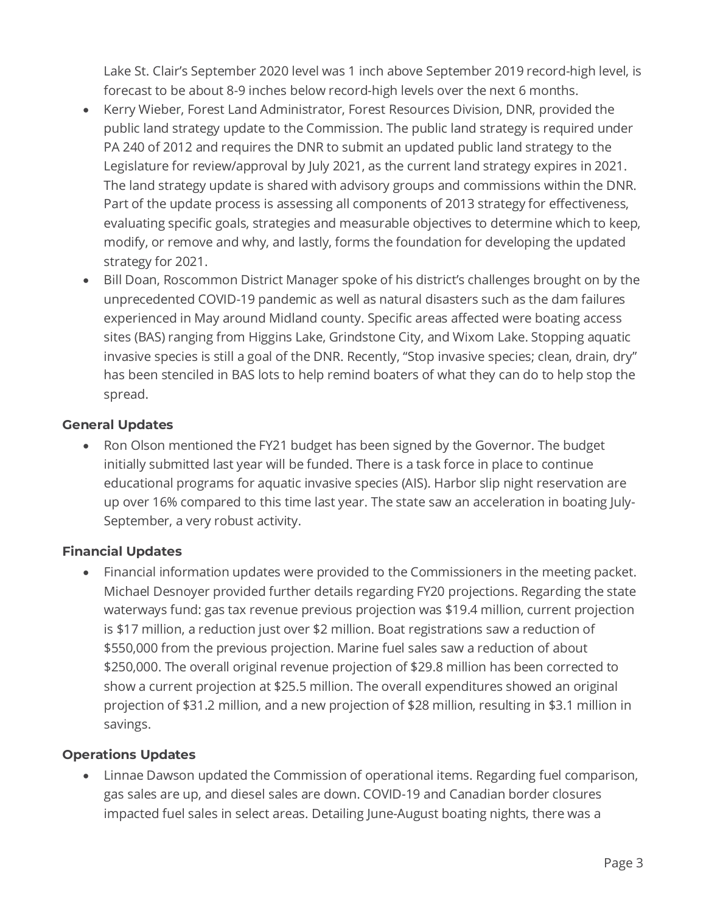Lake St. Clair's September 2020 level was 1 inch above September 2019 record-high level, is forecast to be about 8-9 inches below record-high levels over the next 6 months.

- Kerry Wieber, Forest Land Administrator, Forest Resources Division, DNR, provided the public land strategy update to the Commission. The public land strategy is required under PA 240 of 2012 and requires the DNR to submit an updated public land strategy to the Legislature for review/approval by July 2021, as the current land strategy expires in 2021. The land strategy update is shared with advisory groups and commissions within the DNR. Part of the update process is assessing all components of 2013 strategy for effectiveness, evaluating specific goals, strategies and measurable objectives to determine which to keep, modify, or remove and why, and lastly, forms the foundation for developing the updated strategy for 2021.
- Bill Doan, Roscommon District Manager spoke of his district's challenges brought on by the unprecedented COVID-19 pandemic as well as natural disasters such as the dam failures experienced in May around Midland county. Specific areas affected were boating access sites (BAS) ranging from Higgins Lake, Grindstone City, and Wixom Lake. Stopping aquatic invasive species is still a goal of the DNR. Recently, "Stop invasive species; clean, drain, dry" has been stenciled in BAS lots to help remind boaters of what they can do to help stop the spread.

**General Updates**

- Ron Olson mentioned the FY21 budget has been signed by the Governor. The budget initially submitted last year will be funded. There is a task force in place to continue educational programs for aquatic invasive species (AIS). Harbor slip night reservation are up over 16% compared to this time last year. The state saw an acceleration in boating July-September, a very robust activity.

**Financial Updates**

- Financial information updates were provided to the Commissioners in the meeting packet. Michael Desnoyer provided further details regarding FY20 projections. Regarding the state waterways fund: gas tax revenue previous projection was $19.4 million, current projection is $17 million, a reduction just over $2 million. Boat registrations saw a reduction of $550,000 from the previous projection. Marine fuel sales saw a reduction of about $250,000. The overall original revenue projection of $29.8 million has been corrected to show a current projection at $25.5 million. The overall expenditures showed an original projection of $31.2 million, and a new projection of $28 million, resulting in $3.1 million in savings.

**Operations Updates**

- Linnae Dawson updated the Commission of operational items. Regarding fuel comparison, gas sales are up, and diesel sales are down. COVID-19 and Canadian border closures impacted fuel sales in select areas. Detailing June-August boating nights, there was a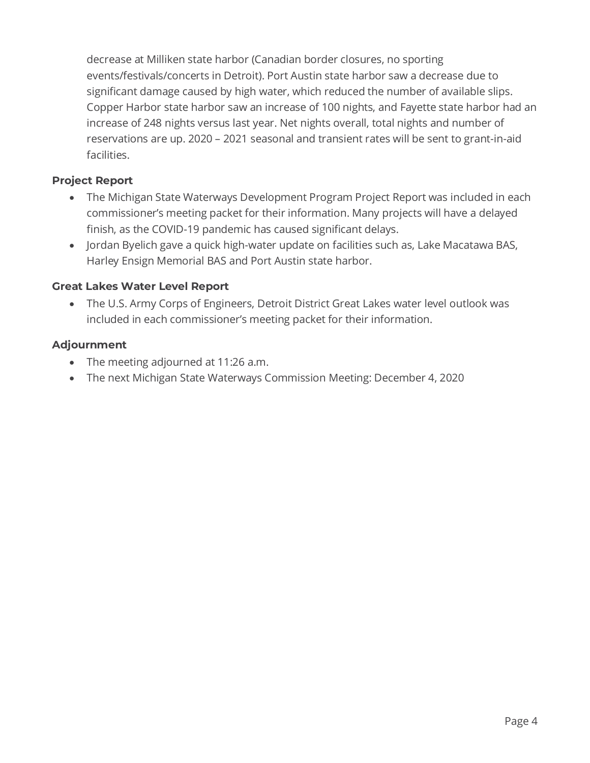decrease at Milliken state harbor (Canadian border closures, no sporting events/festivals/concerts in Detroit). Port Austin state harbor saw a decrease due to significant damage caused by high water, which reduced the number of available slips. Copper Harbor state harbor saw an increase of 100 nights, and Fayette state harbor had an increase of 248 nights versus last year. Net nights overall, total nights and number of reservations are up. 2020 – 2021 seasonal and transient rates will be sent to grant-in-aid facilities.

### Project Report

- The Michigan State Waterways Development Program Project Report was included in each commissioner's meeting packet for their information. Many projects will have a delayed finish, as the COVID-19 pandemic has caused significant delays.
- Jordan Byelich gave a quick high-water update on facilities such as, Lake Macatawa BAS, Harley Ensign Memorial BAS and Port Austin state harbor.

### Great Lakes Water Level Report

- The U.S. Army Corps of Engineers, Detroit District Great Lakes water level outlook was included in each commissioner's meeting packet for their information.

### Adjournment

- The meeting adjourned at 11:26 a.m.
- The next Michigan State Waterways Commission Meeting: December 4, 2020